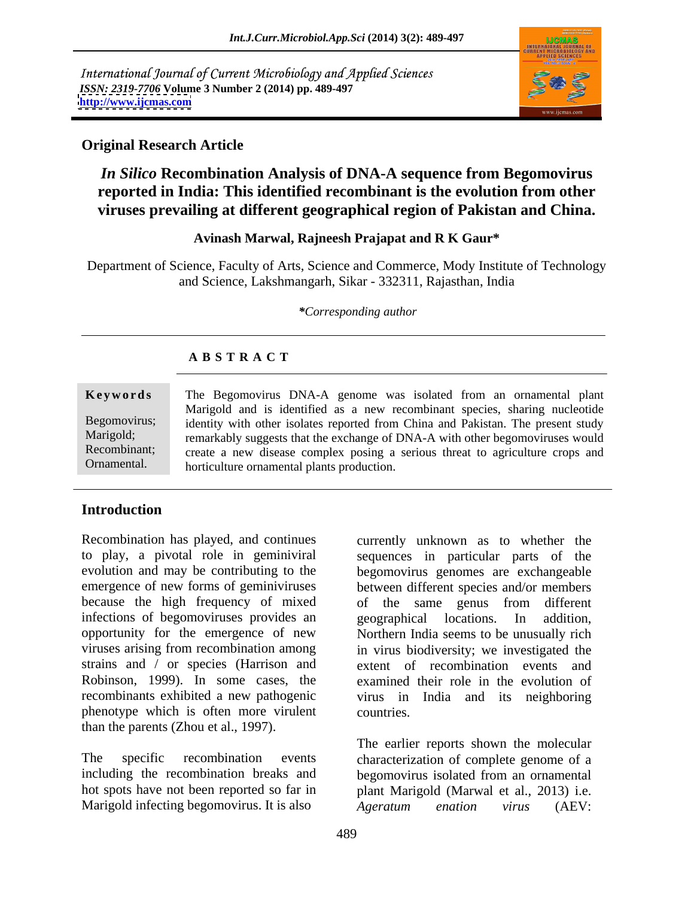International Journal of Current Microbiology and Applied Sciences
*ISSN: 2319-7706* **Volume 3 Number 2 (2014) pp. 489-497**
**http://www.ijcmas.com**

**Original Research Article**

# *In Silico* Recombination Analysis of DNA-A sequence from Begomovirus reported in India: This identified recombinant is the evolution from other viruses prevailing at different geographical region of Pakistan and China.

**Avinash Marwal, Rajneesh Prajapat and R K Gaur***

Department of Science, Faculty of Arts, Science and Commerce, Mody Institute of Technology and Science, Lakshmangarh, Sikar - 332311, Rajasthan, India

**Corresponding author*

## A B S T R A C T

**Keywords**

Begomovirus; Marigold; Recombinant; Ornamental.

The Begomovirus DNA-A genome was isolated from an ornamental plant Marigold and is identified as a new recombinant species, sharing nucleotide identity with other isolates reported from China and Pakistan. The present study remarkably suggests that the exchange of DNA-A with other begomoviruses would create a new disease complex posing a serious threat to agriculture crops and horticulture ornamental plants production.

## Introduction

Recombination has played, and continues to play, a pivotal role in geminiviral evolution and may be contributing to the emergence of new forms of geminiviruses because the high frequency of mixed infections of begomoviruses provides an opportunity for the emergence of new viruses arising from recombination among strains and / or species (Harrison and Robinson, 1999). In some cases, the recombinants exhibited a new pathogenic phenotype which is often more virulent than the parents (Zhou et al., 1997).

The specific recombination events including the recombination breaks and hot spots have not been reported so far in Marigold infecting begomovirus. It is also currently unknown as to whether the sequences in particular parts of the begomovirus genomes are exchangeable between different species and/or members of the same genus from different geographical locations. In addition, Northern India seems to be unusually rich in virus biodiversity; we investigated the extent of recombination events and examined their role in the evolution of virus in India and its neighboring countries.

The earlier reports shown the molecular characterization of complete genome of a begomovirus isolated from an ornamental plant Marigold (Marwal et al., 2013) i.e. *Ageratum enation virus* (AEV: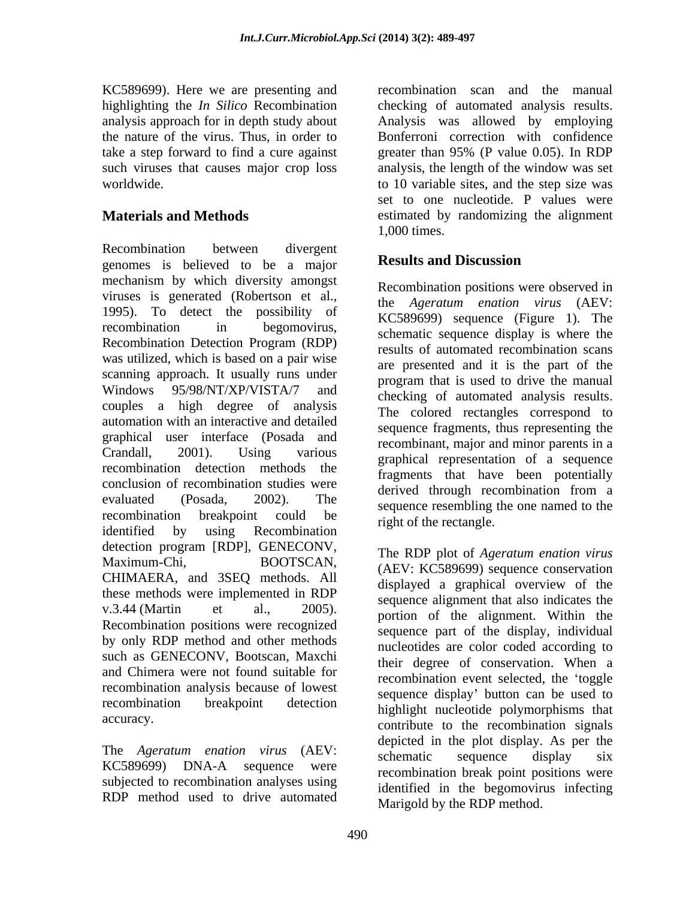KC589699). Here we are presenting and highlighting the *In Silico* Recombination analysis approach for in depth study about the nature of the virus. Thus, in order to take a step forward to find a cure against such viruses that causes major crop loss worldwide.

## Materials and Methods

Recombination between divergent genomes is believed to be a major mechanism by which diversity amongst viruses is generated (Robertson et al., 1995). To detect the possibility of recombination in begomovirus, Recombination Detection Program (RDP) was utilized, which is based on a pair wise scanning approach. It usually runs under Windows 95/98/NT/XP/VISTA/7 and couples a high degree of analysis automation with an interactive and detailed graphical user interface (Posada and Crandall, 2001). Using various recombination detection methods the conclusion of recombination studies were evaluated (Posada, 2002). The recombination breakpoint could be identified by using Recombination detection program [RDP], GENECONV, Maximum-Chi, BOOTSCAN, CHIMAERA, and 3SEQ methods. All these methods were implemented in RDP v.3.44 (Martin et al., 2005). Recombination positions were recognized by only RDP method and other methods such as GENECONV, Bootscan, Maxchi and Chimera were not found suitable for recombination analysis because of lowest recombination breakpoint detection accuracy.

The *Ageratum enation virus* (AEV: KC589699) DNA-A sequence were subjected to recombination analyses using RDP method used to drive automated recombination scan and the manual checking of automated analysis results. Analysis was allowed by employing Bonferroni correction with confidence greater than 95% (P value 0.05). In RDP analysis, the length of the window was set to 10 variable sites, and the step size was set to one nucleotide. P values were estimated by randomizing the alignment 1,000 times.

## Results and Discussion

Recombination positions were observed in the *Ageratum enation virus* (AEV: KC589699) sequence (Figure 1). The schematic sequence display is where the results of automated recombination scans are presented and it is the part of the program that is used to drive the manual checking of automated analysis results. The colored rectangles correspond to sequence fragments, thus representing the recombinant, major and minor parents in a graphical representation of a sequence fragments that have been potentially derived through recombination from a sequence resembling the one named to the right of the rectangle.

The RDP plot of *Ageratum enation virus* (AEV: KC589699) sequence conservation displayed a graphical overview of the sequence alignment that also indicates the portion of the alignment. Within the sequence part of the display, individual nucleotides are color coded according to their degree of conservation. When a recombination event selected, the 'toggle sequence display' button can be used to highlight nucleotide polymorphisms that contribute to the recombination signals depicted in the plot display. As per the schematic sequence display six recombination break point positions were identified in the begomovirus infecting Marigold by the RDP method.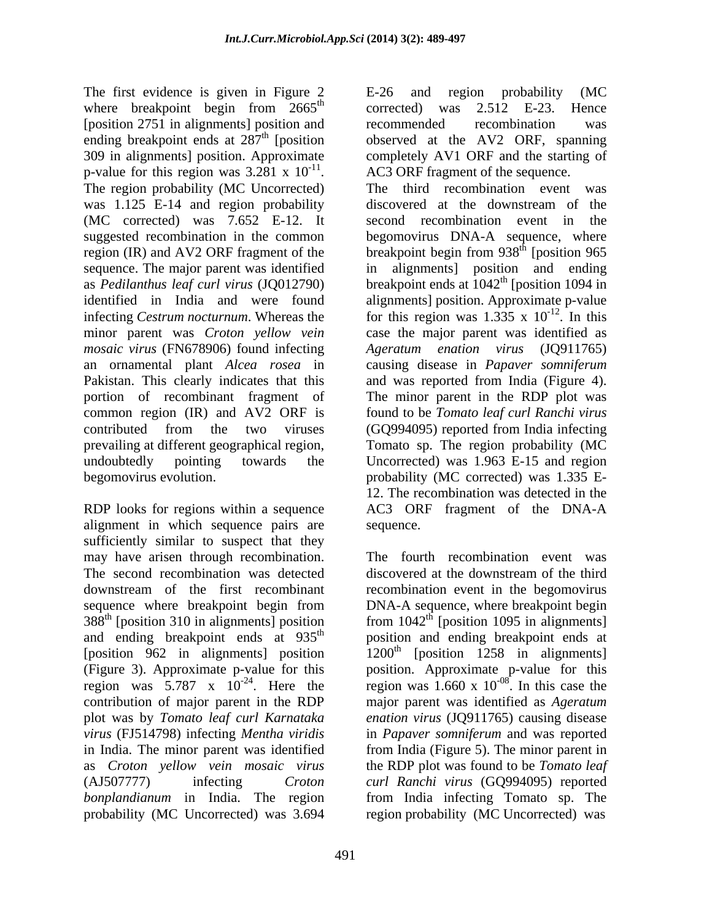The first evidence is given in Figure 2 where breakpoint begin from 2665th [position 2751 in alignments] position and ending breakpoint ends at 287th [position 309 in alignments] position. Approximate p-value for this region was $3.281 \times 10^{-11}$. The region probability (MC Uncorrected) was 1.125 E-14 and region probability (MC corrected) was 7.652 E-12. It suggested recombination in the common region (IR) and AV2 ORF fragment of the sequence. The major parent was identified as *Pedilanthus leaf curl virus* (JQ012790) identified in India and were found infecting *Cestrum nocturnum*. Whereas the minor parent was *Croton yellow vein mosaic virus* (FN678906) found infecting an ornamental plant *Alcea rosea* in Pakistan. This clearly indicates that this portion of recombinant fragment of common region (IR) and AV2 ORF is contributed from the two viruses prevailing at different geographical region, undoubtedly pointing towards the begomovirus evolution.

RDP looks for regions within a sequence alignment in which sequence pairs are sufficiently similar to suspect that they may have arisen through recombination. The second recombination was detected downstream of the first recombinant sequence where breakpoint begin from 388th [position 310 in alignments] position and ending breakpoint ends at 935th [position 962 in alignments] position (Figure 3). Approximate p-value for this region was $5.787 \times 10^{-24}$. Here the contribution of major parent in the RDP plot was by *Tomato leaf curl Karnataka virus* (FJ514798) infecting *Mentha viridis* in India. The minor parent was identified as *Croton yellow vein mosaic virus* (AJ507777) infecting *Croton bonplandianum* in India. The region probability (MC Uncorrected) was 3.694 E-26 and region probability (MC corrected) was 2.512 E-23. Hence recommended recombination was observed at the AV2 ORF, spanning completely AV1 ORF and the starting of AC3 ORF fragment of the sequence.

The third recombination event was discovered at the downstream of the second recombination event in the begomovirus DNA-A sequence, where breakpoint begin from 938th [position 965 in alignments] position and ending breakpoint ends at 1042th [position 1094 in alignments] position. Approximate p-value for this region was $1.335 \times 10^{-12}$. In this case the major parent was identified as *Ageratum enation virus* (JQ911765) causing disease in *Papaver somniferum* and was reported from India (Figure 4). The minor parent in the RDP plot was found to be *Tomato leaf curl Ranchi virus* (GQ994095) reported from India infecting Tomato sp. The region probability (MC Uncorrected) was 1.963 E-15 and region probability (MC corrected) was 1.335 E-12. The recombination was detected in the AC3 ORF fragment of the DNA-A sequence.

The fourth recombination event was discovered at the downstream of the third recombination event in the begomovirus DNA-A sequence, where breakpoint begin from 1042th [position 1095 in alignments] position and ending breakpoint ends at 1200th [position 1258 in alignments] position. Approximate p-value for this region was $1.660 \times 10^{-08}$. In this case the major parent was identified as *Ageratum enation virus* (JQ911765) causing disease in *Papaver somniferum* and was reported from India (Figure 5). The minor parent in the RDP plot was found to be *Tomato leaf curl Ranchi virus* (GQ994095) reported from India infecting Tomato sp. The region probability (MC Uncorrected) was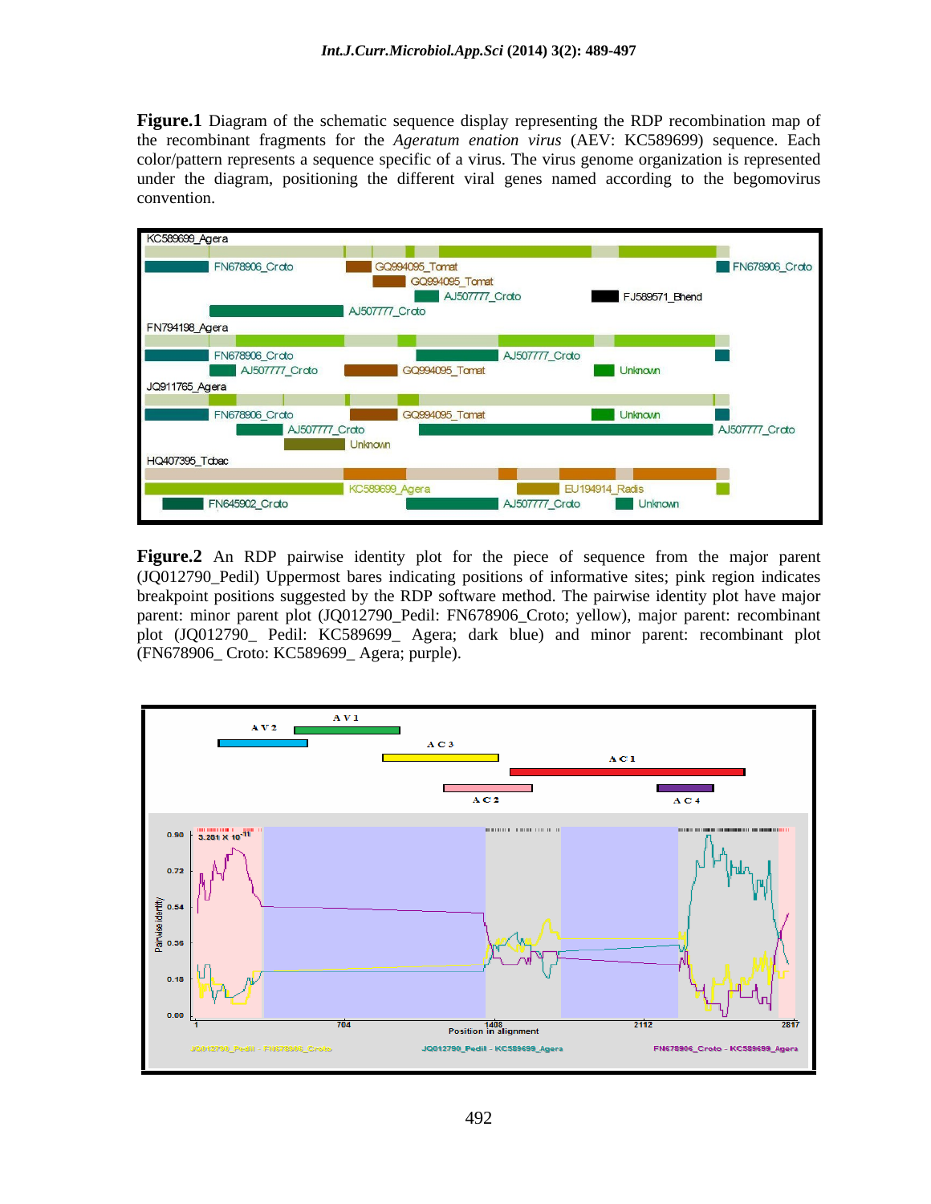**Figure.1** Diagram of the schematic sequence display representing the RDP recombination map of the recombinant fragments for the *Ageratum enation virus* (AEV: KC589699) sequence. Each color/pattern represents a sequence specific of a virus. The virus genome organization is represented under the diagram, positioning the different viral genes named according to the begomovirus convention.

**Figure.2** An RDP pairwise identity plot for the piece of sequence from the major parent (JQ012790_Pedil) Uppermost bares indicating positions of informative sites; pink region indicates breakpoint positions suggested by the RDP software method. The pairwise identity plot have major parent: minor parent plot (JQ012790_Pedil: FN678906_Croto; yellow), major parent: recombinant plot (JQ012790_ Pedil: KC589699_ Agera; dark blue) and minor parent: recombinant plot (FN678906_ Croto: KC589699_ Agera; purple).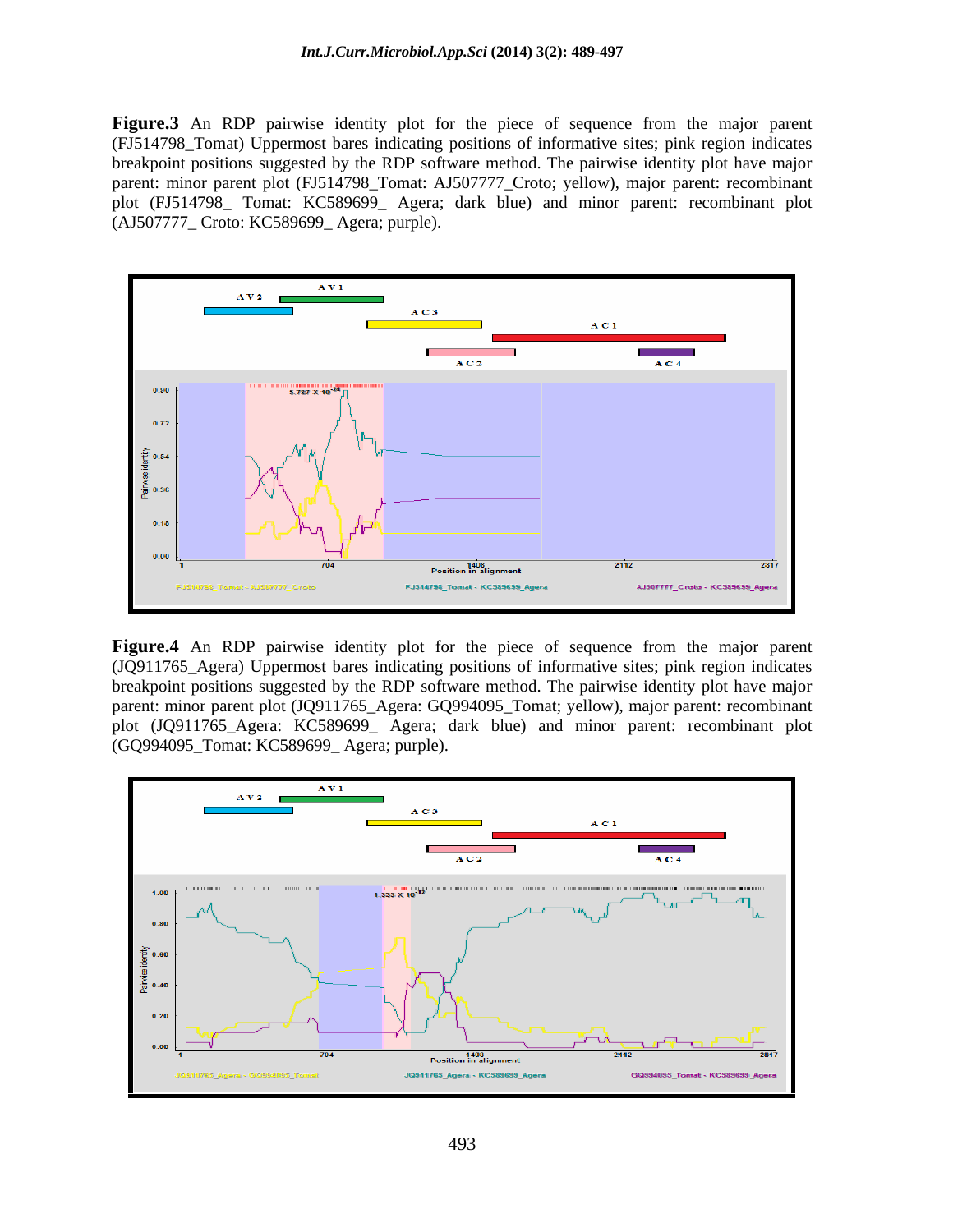**Figure.3** An RDP pairwise identity plot for the piece of sequence from the major parent (FJ514798_Tomat) Uppermost bares indicating positions of informative sites; pink region indicates breakpoint positions suggested by the RDP software method. The pairwise identity plot have major parent: minor parent plot (FJ514798_Tomat: AJ507777_Croto; yellow), major parent: recombinant plot (FJ514798_ Tomat: KC589699_ Agera; dark blue) and minor parent: recombinant plot (AJ507777_ Croto: KC589699_ Agera; purple).

**Figure.4** An RDP pairwise identity plot for the piece of sequence from the major parent (JQ911765_Agera) Uppermost bares indicating positions of informative sites; pink region indicates breakpoint positions suggested by the RDP software method. The pairwise identity plot have major parent: minor parent plot (JQ911765_Agera: GQ994095_Tomat; yellow), major parent: recombinant plot (JQ911765_Agera: KC589699_ Agera; dark blue) and minor parent: recombinant plot (GQ994095_Tomat: KC589699_ Agera; purple).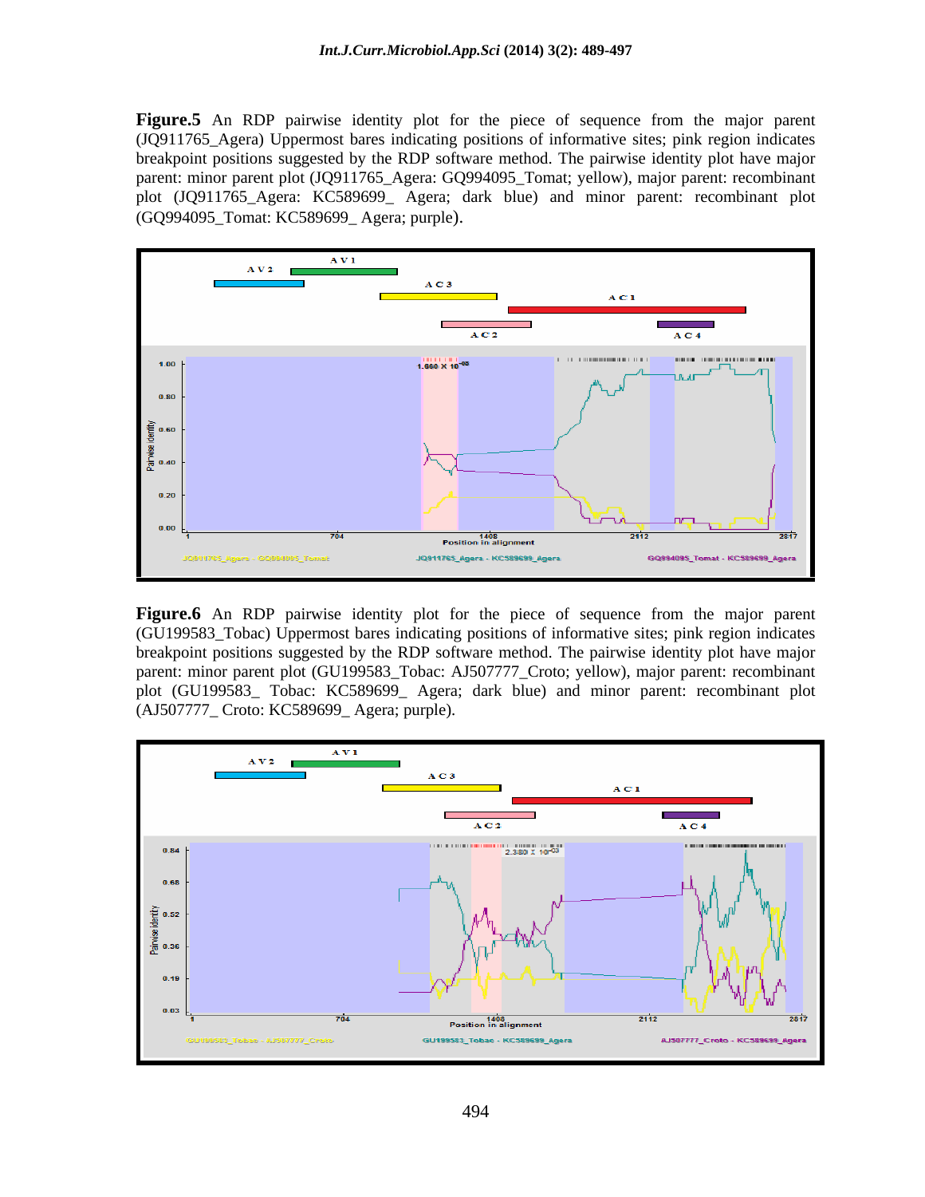**Figure.5** An RDP pairwise identity plot for the piece of sequence from the major parent (JQ911765_Agera) Uppermost bares indicating positions of informative sites; pink region indicates breakpoint positions suggested by the RDP software method. The pairwise identity plot have major parent: minor parent plot (JQ911765_Agera: GQ994095_Tomat; yellow), major parent: recombinant plot (JQ911765_Agera: KC589699_ Agera; dark blue) and minor parent: recombinant plot (GQ994095_Tomat: KC589699_ Agera; purple).

**Figure.6** An RDP pairwise identity plot for the piece of sequence from the major parent (GU199583_Tobac) Uppermost bares indicating positions of informative sites; pink region indicates breakpoint positions suggested by the RDP software method. The pairwise identity plot have major parent: minor parent plot (GU199583_Tobac: AJ507777_Croto; yellow), major parent: recombinant plot (GU199583_ Tobac: KC589699_ Agera; dark blue) and minor parent: recombinant plot (AJ507777_ Croto: KC589699_ Agera; purple).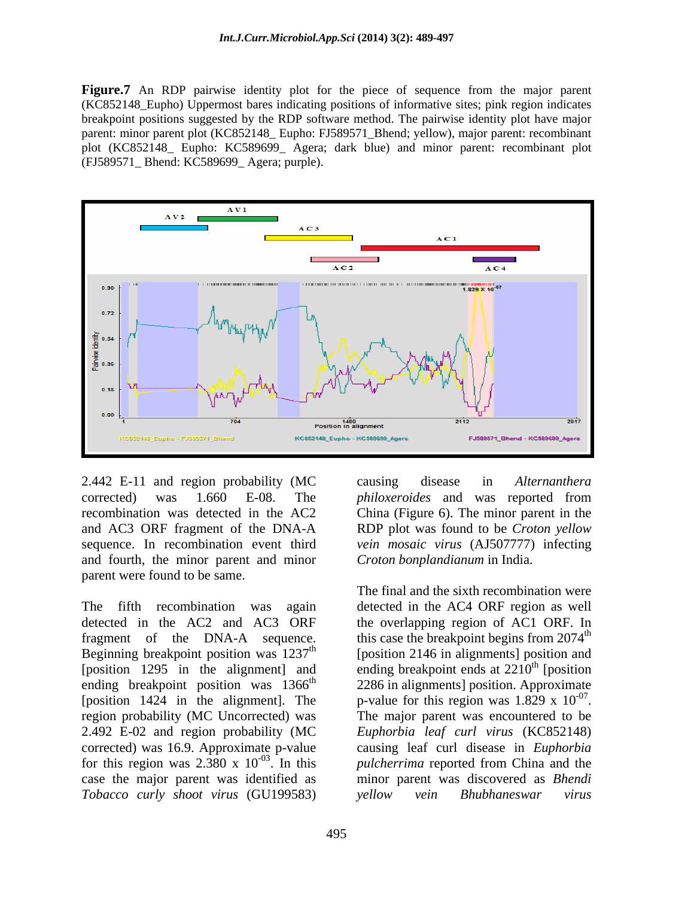**Figure.7** An RDP pairwise identity plot for the piece of sequence from the major parent (KC852148_Eupho) Uppermost bares indicating positions of informative sites; pink region indicates breakpoint positions suggested by the RDP software method. The pairwise identity plot have major parent: minor parent plot (KC852148_ Eupho: FJ589571_Bhend; yellow), major parent: recombinant plot (KC852148_ Eupho: KC589699_ Agera; dark blue) and minor parent: recombinant plot (FJ589571_ Bhend: KC589699_ Agera; purple).

2.442 E-11 and region probability (MC corrected) was 1.660 E-08. The recombination was detected in the AC2 and AC3 ORF fragment of the DNA-A sequence. In recombination event third and fourth, the minor parent and minor parent were found to be same.

The fifth recombination was again detected in the AC2 and AC3 ORF fragment of the DNA-A sequence. Beginning breakpoint position was 1237th [position 1295 in the alignment] and ending breakpoint position was 1366th [position 1424 in the alignment]. The region probability (MC Uncorrected) was 2.492 E-02 and region probability (MC corrected) was 16.9. Approximate p-value for this region was $2.380 \times 10^{-03}$. In this case the major parent was identified as *Tobacco curly shoot virus* (GU199583) causing disease in *Alternanthera philoxeroides* and was reported from China (Figure 6). The minor parent in the RDP plot was found to be *Croton yellow vein mosaic virus* (AJ507777) infecting *Croton bonplandianum* in India.

The final and the sixth recombination were detected in the AC4 ORF region as well the overlapping region of AC1 ORF. In this case the breakpoint begins from 2074th [position 2146 in alignments] position and ending breakpoint ends at 2210th [position 2286 in alignments] position. Approximate p-value for this region was $1.829 \times 10^{-07}$. The major parent was encountered to be *Euphorbia leaf curl virus* (KC852148) causing leaf curl disease in *Euphorbia pulcherrima* reported from China and the minor parent was discovered as *Bhendi yellow vein Bhubhaneswar virus*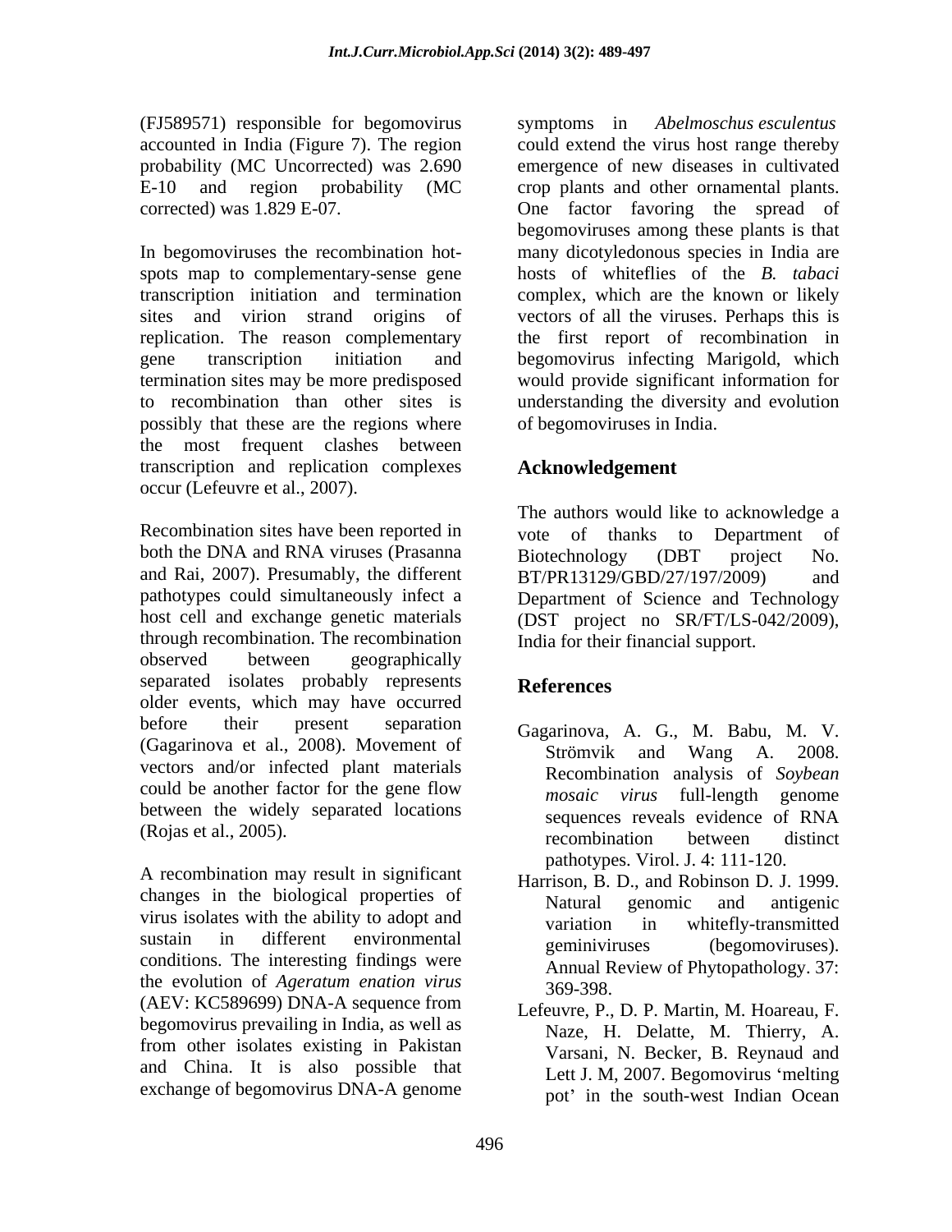(FJ589571) responsible for begomovirus accounted in India (Figure 7). The region probability (MC Uncorrected) was 2.690 E-10 and region probability (MC corrected) was 1.829 E-07.

In begomoviruses the recombination hot-spots map to complementary-sense gene transcription initiation and termination sites and virion strand origins of replication. The reason complementary gene transcription initiation and termination sites may be more predisposed to recombination than other sites is possibly that these are the regions where the most frequent clashes between transcription and replication complexes occur (Lefeuvre et al., 2007).

Recombination sites have been reported in both the DNA and RNA viruses (Prasanna and Rai, 2007). Presumably, the different pathotypes could simultaneously infect a host cell and exchange genetic materials through recombination. The recombination observed between geographically separated isolates probably represents older events, which may have occurred before their present separation (Gagarinova et al., 2008). Movement of vectors and/or infected plant materials could be another factor for the gene flow between the widely separated locations (Rojas et al., 2005).

A recombination may result in significant changes in the biological properties of virus isolates with the ability to adopt and sustain in different environmental conditions. The interesting findings were the evolution of *Ageratum enation virus* (AEV: KC589699) DNA-A sequence from begomovirus prevailing in India, as well as from other isolates existing in Pakistan and China. It is also possible that exchange of begomovirus DNA-A genome symptoms in *Abelmoschus esculentus* could extend the virus host range thereby emergence of new diseases in cultivated crop plants and other ornamental plants. One factor favoring the spread of begomoviruses among these plants is that many dicotyledonous species in India are hosts of whiteflies of the *B. tabaci* complex, which are the known or likely vectors of all the viruses. Perhaps this is the first report of recombination in begomovirus infecting Marigold, which would provide significant information for understanding the diversity and evolution of begomoviruses in India.

## Acknowledgement

The authors would like to acknowledge a vote of thanks to Department of Biotechnology (DBT project No. BT/PR13129/GBD/27/197/2009) and Department of Science and Technology (DST project no SR/FT/LS-042/2009), India for their financial support.

## References

Gagarinova, A. G., M. Babu, M. V. Strömvik and Wang A. 2008. Recombination analysis of *Soybean mosaic virus* full-length genome sequences reveals evidence of RNA recombination between distinct pathotypes. Virol. J. 4: 111-120.

Harrison, B. D., and Robinson D. J. 1999. Natural genomic and antigenic variation in whitefly-transmitted geminiviruses (begomoviruses). Annual Review of Phytopathology. 37: 369-398.

Lefeuvre, P., D. P. Martin, M. Hoareau, F. Naze, H. Delatte, M. Thierry, A. Varsani, N. Becker, B. Reynaud and Lett J. M, 2007. Begomovirus 'melting pot' in the south-west Indian Ocean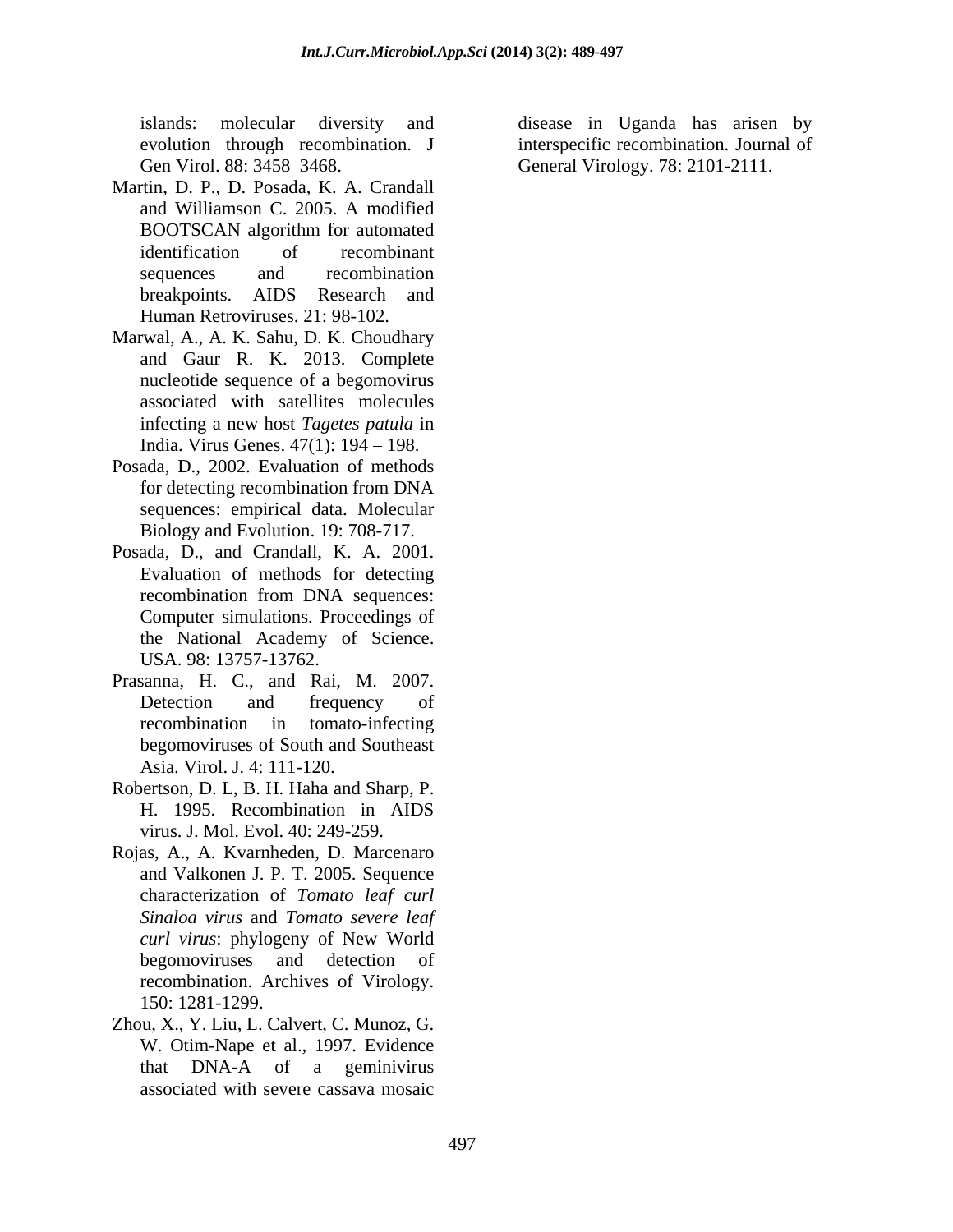islands: molecular diversity and evolution through recombination. J Gen Virol. 88: 3458–3468.

Martin, D. P., D. Posada, K. A. Crandall and Williamson C. 2005. A modified BOOTSCAN algorithm for automated identification of recombinant sequences and recombination breakpoints. AIDS Research and Human Retroviruses. 21: 98-102.

Marwal, A., A. K. Sahu, D. K. Choudhary and Gaur R. K. 2013. Complete nucleotide sequence of a begomovirus associated with satellites molecules infecting a new host *Tagetes patula* in India. Virus Genes. 47(1): 194 – 198.

Posada, D., 2002. Evaluation of methods for detecting recombination from DNA sequences: empirical data. Molecular Biology and Evolution. 19: 708-717.

Posada, D., and Crandall, K. A. 2001. Evaluation of methods for detecting recombination from DNA sequences: Computer simulations. Proceedings of the National Academy of Science. USA. 98: 13757-13762.

Prasanna, H. C., and Rai, M. 2007. Detection and frequency of recombination in tomato-infecting begomoviruses of South and Southeast Asia. Virol. J. 4: 111-120.

Robertson, D. L, B. H. Haha and Sharp, P. H. 1995. Recombination in AIDS virus. J. Mol. Evol. 40: 249-259.

Rojas, A., A. Kvarnheden, D. Marcenaro and Valkonen J. P. T. 2005. Sequence characterization of *Tomato leaf curl Sinaloa virus* and *Tomato severe leaf curl virus*: phylogeny of New World begomoviruses and detection of recombination. Archives of Virology. 150: 1281-1299.

Zhou, X., Y. Liu, L. Calvert, C. Munoz, G. W. Otim-Nape et al., 1997. Evidence that DNA-A of a geminivirus associated with severe cassava mosaic disease in Uganda has arisen by interspecific recombination. Journal of General Virology. 78: 2101-2111.